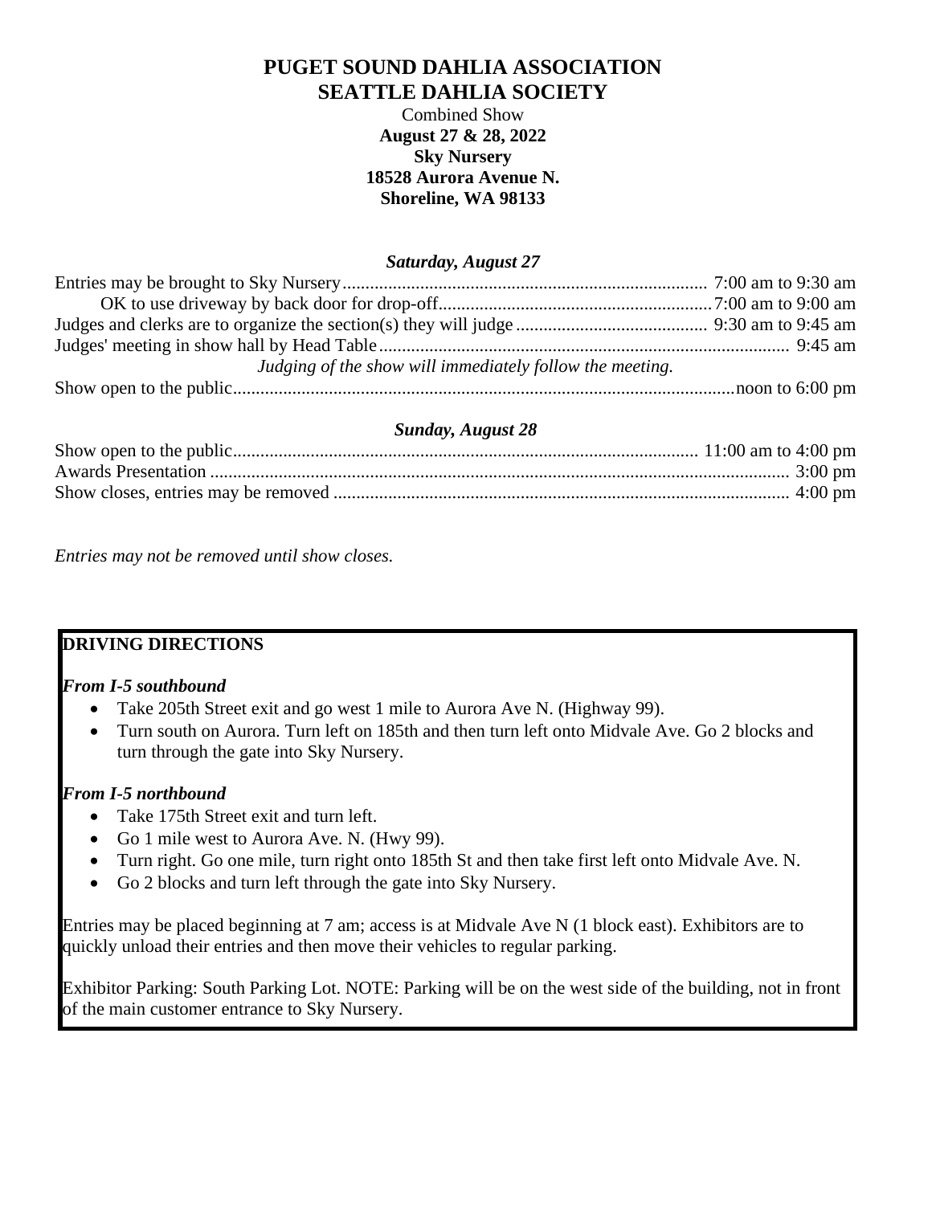# PUGET SOUND DAHLIA ASSOCIATION
# SEATTLE DAHLIA SOCIETY

Combined Show
**August 27 & 28, 2022**
**Sky Nursery**
**18528 Aurora Avenue N.**
**Shoreline, WA 98133**

### *Saturday, August 27*

Entries may be brought to Sky Nursery................................................ 7:00 am to 9:30 am
OK to use driveway by back door for drop-off.................................... 7:00 am to 9:00 am
Judges and clerks are to organize the section(s) they will judge.................... 9:30 am to 9:45 am
Judges' meeting in show hall by Head Table................................................ 9:45 am

*Judging of the show will immediately follow the meeting.*

Show open to the public................................................................noon to 6:00 pm

### *Sunday, August 28*

Show open to the public................................................................ 11:00 am to 4:00 pm
Awards Presentation ................................................................ 3:00 pm
Show closes, entries may be removed ................................................ 4:00 pm

*Entries may not be removed until show closes.*

**DRIVING DIRECTIONS**

***From I-5 southbound***

- Take 205th Street exit and go west 1 mile to Aurora Ave N. (Highway 99).
- Turn south on Aurora. Turn left on 185th and then turn left onto Midvale Ave. Go 2 blocks and turn through the gate into Sky Nursery.

***From I-5 northbound***

- Take 175th Street exit and turn left.
- Go 1 mile west to Aurora Ave. N. (Hwy 99).
- Turn right. Go one mile, turn right onto 185th St and then take first left onto Midvale Ave. N.
- Go 2 blocks and turn left through the gate into Sky Nursery.

Entries may be placed beginning at 7 am; access is at Midvale Ave N (1 block east). Exhibitors are to quickly unload their entries and then move their vehicles to regular parking.

Exhibitor Parking: South Parking Lot. NOTE: Parking will be on the west side of the building, not in front of the main customer entrance to Sky Nursery.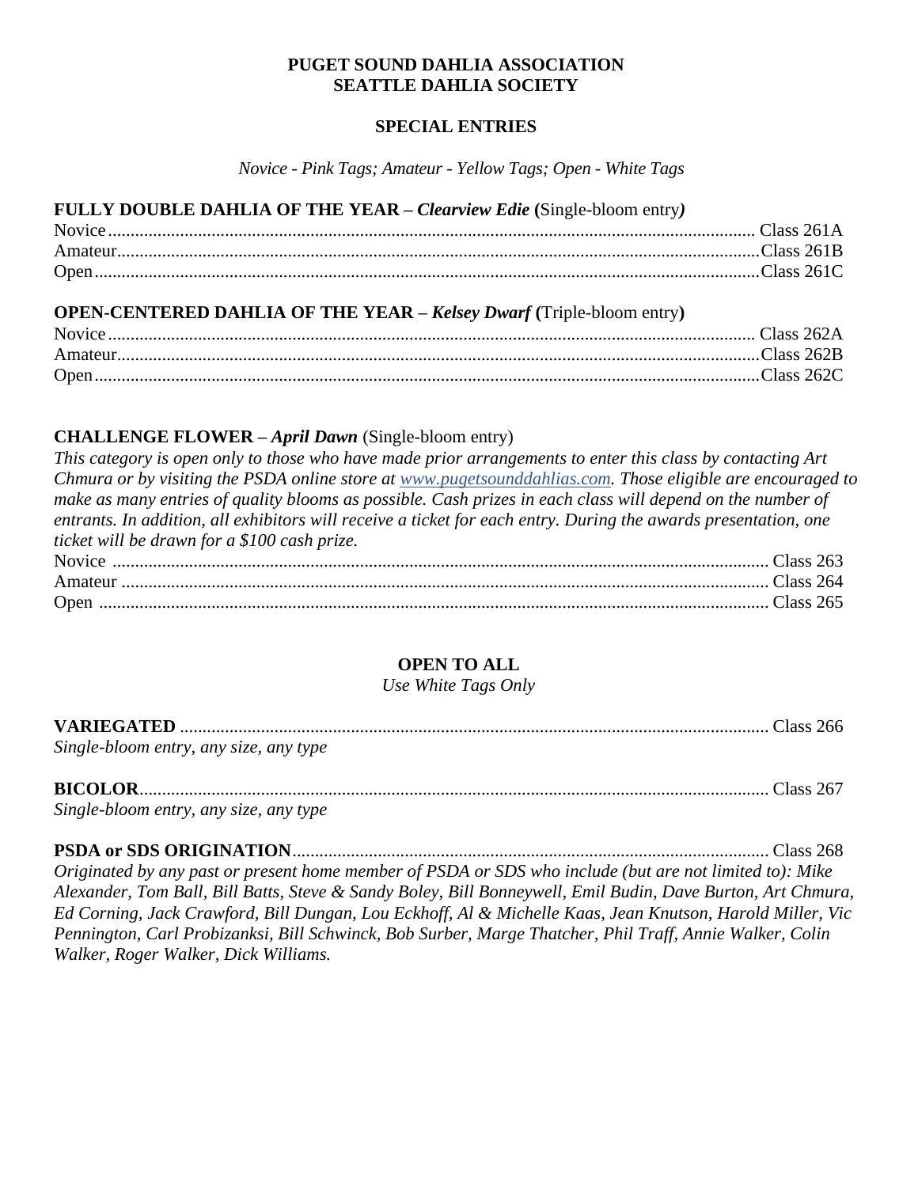**PUGET SOUND DAHLIA ASSOCIATION**
**SEATTLE DAHLIA SOCIETY**

**SPECIAL ENTRIES**

*Novice - Pink Tags; Amateur - Yellow Tags; Open - White Tags*

**FULLY DOUBLE DAHLIA OF THE YEAR – *Clearview Edie* (**Single-bloom entry***)***

Novice.............................................................................................................................................. Class 261A
Amateur............................................................................................................................................Class 261B
Open.................................................................................................................................................Class 261C

**OPEN-CENTERED DAHLIA OF THE YEAR – *Kelsey Dwarf* (**Triple-bloom entry**)**

Novice.............................................................................................................................................. Class 262A
Amateur............................................................................................................................................Class 262B
Open.................................................................................................................................................Class 262C

**CHALLENGE FLOWER – *April Dawn*** (Single-bloom entry)

*This category is open only to those who have made prior arrangements to enter this class by contacting Art Chmura or by visiting the PSDA online store at www.pugetsounddahlias.com. Those eligible are encouraged to make as many entries of quality blooms as possible. Cash prizes in each class will depend on the number of entrants. In addition, all exhibitors will receive a ticket for each entry. During the awards presentation, one ticket will be drawn for a $100 cash prize.*

Novice ............................................................................................................................................. Class 263
Amateur ........................................................................................................................................... Class 264
Open ................................................................................................................................................ Class 265

**OPEN TO ALL**

*Use White Tags Only*

**VARIEGATED** ................................................................................................................................ Class 266
*Single-bloom entry, any size, any type*

**BICOLOR**........................................................................................................................................ Class 267
*Single-bloom entry, any size, any type*

**PSDA or SDS ORIGINATION**....................................................................................................... Class 268
*Originated by any past or present home member of PSDA or SDS who include (but are not limited to): Mike Alexander, Tom Ball, Bill Batts, Steve & Sandy Boley, Bill Bonneywell, Emil Budin, Dave Burton, Art Chmura, Ed Corning, Jack Crawford, Bill Dungan, Lou Eckhoff, Al & Michelle Kaas, Jean Knutson, Harold Miller, Vic Pennington, Carl Probizanksi, Bill Schwinck, Bob Surber, Marge Thatcher, Phil Traff, Annie Walker, Colin Walker, Roger Walker, Dick Williams.*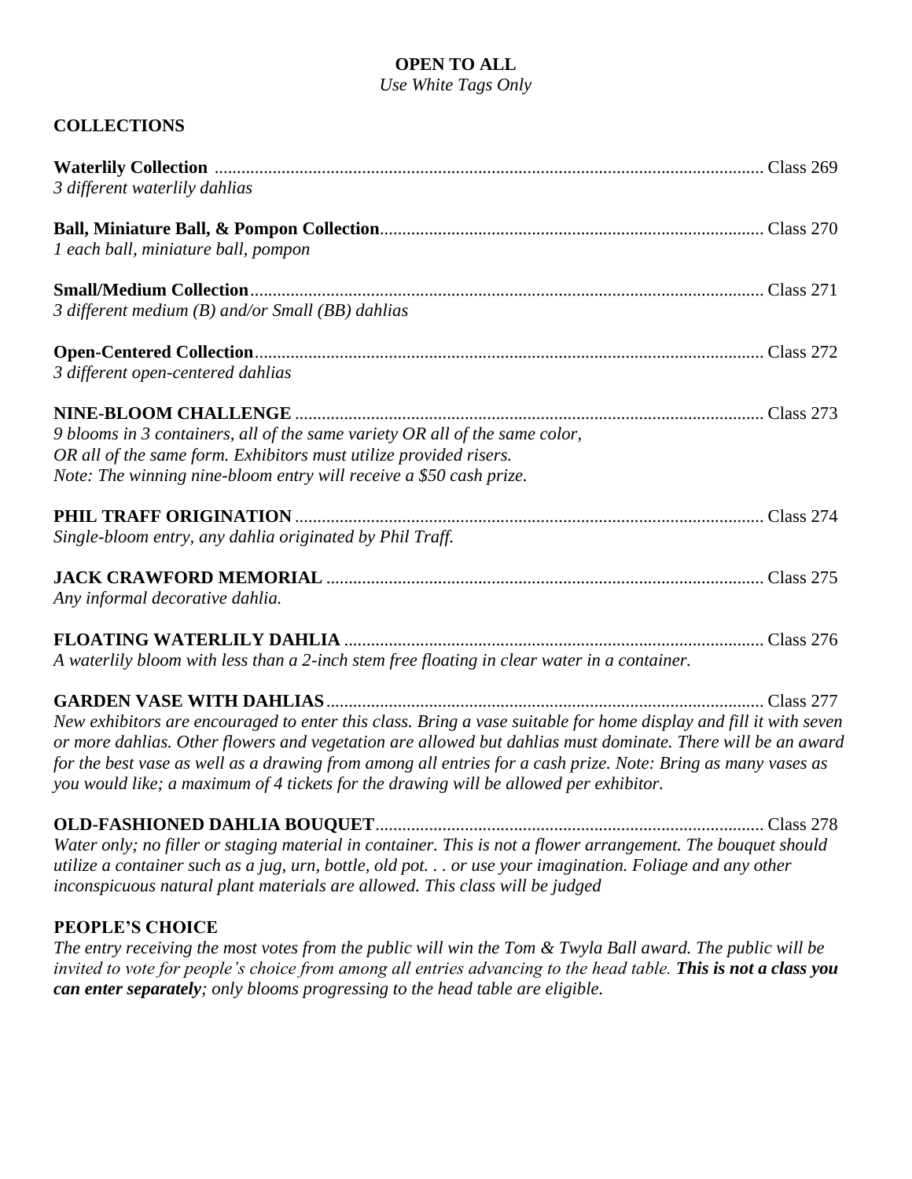**OPEN TO ALL**

*Use White Tags Only*

## COLLECTIONS

**Waterlily Collection** .......... Class 269
*3 different waterlily dahlias*

**Ball, Miniature Ball, & Pompon Collection** .......... Class 270
*1 each ball, miniature ball, pompon*

**Small/Medium Collection** .......... Class 271
*3 different medium (B) and/or Small (BB) dahlias*

**Open-Centered Collection** .......... Class 272
*3 different open-centered dahlias*

**NINE-BLOOM CHALLENGE** .......... Class 273
*9 blooms in 3 containers, all of the same variety OR all of the same color, OR all of the same form. Exhibitors must utilize provided risers. Note: The winning nine-bloom entry will receive a $50 cash prize.*

**PHIL TRAFF ORIGINATION** .......... Class 274
*Single-bloom entry, any dahlia originated by Phil Traff.*

**JACK CRAWFORD MEMORIAL** .......... Class 275
*Any informal decorative dahlia.*

**FLOATING WATERLILY DAHLIA** .......... Class 276
*A waterlily bloom with less than a 2-inch stem free floating in clear water in a container.*

**GARDEN VASE WITH DAHLIAS** .......... Class 277
*New exhibitors are encouraged to enter this class. Bring a vase suitable for home display and fill it with seven or more dahlias. Other flowers and vegetation are allowed but dahlias must dominate. There will be an award for the best vase as well as a drawing from among all entries for a cash prize. Note: Bring as many vases as you would like; a maximum of 4 tickets for the drawing will be allowed per exhibitor.*

**OLD-FASHIONED DAHLIA BOUQUET** .......... Class 278
*Water only; no filler or staging material in container. This is not a flower arrangement. The bouquet should utilize a container such as a jug, urn, bottle, old pot. . . or use your imagination. Foliage and any other inconspicuous natural plant materials are allowed. This class will be judged*

**PEOPLE'S CHOICE**

*The entry receiving the most votes from the public will win the Tom & Twyla Ball award. The public will be invited to vote for people's choice from among all entries advancing to the head table.* ***This is not a class you can enter separately****; only blooms progressing to the head table are eligible.*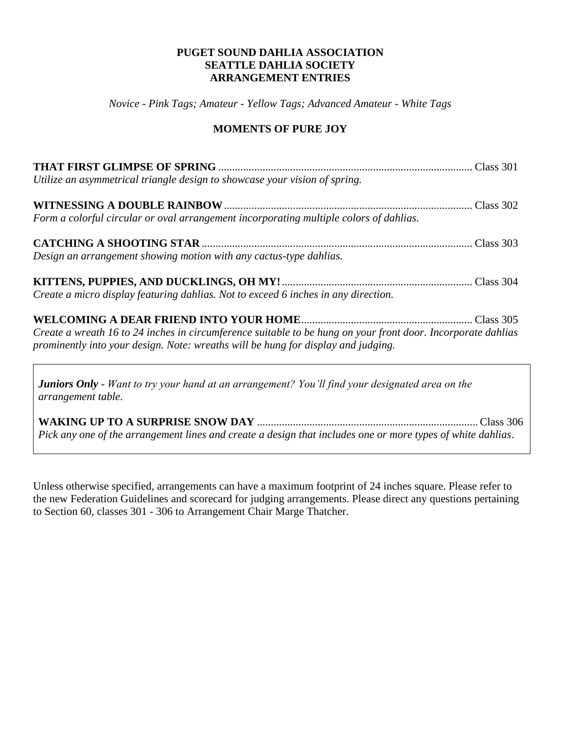# PUGET SOUND DAHLIA ASSOCIATION
# SEATTLE DAHLIA SOCIETY
# ARRANGEMENT ENTRIES

*Novice - Pink Tags; Amateur - Yellow Tags; Advanced Amateur - White Tags*

## MOMENTS OF PURE JOY

**THAT FIRST GLIMPSE OF SPRING** .......... Class 301
*Utilize an asymmetrical triangle design to showcase your vision of spring.*

**WITNESSING A DOUBLE RAINBOW** .......... Class 302
*Form a colorful circular or oval arrangement incorporating multiple colors of dahlias.*

**CATCHING A SHOOTING STAR** .......... Class 303
*Design an arrangement showing motion with any cactus-type dahlias.*

**KITTENS, PUPPIES, AND DUCKLINGS, OH MY!** .......... Class 304
*Create a micro display featuring dahlias. Not to exceed 6 inches in any direction.*

**WELCOMING A DEAR FRIEND INTO YOUR HOME** .......... Class 305
*Create a wreath 16 to 24 inches in circumference suitable to be hung on your front door. Incorporate dahlias prominently into your design. Note: wreaths will be hung for display and judging.*

***Juniors Only*** *- Want to try your hand at an arrangement? You'll find your designated area on the arrangement table.*

**WAKING UP TO A SURPRISE SNOW DAY** .......... Class 306
*Pick any one of the arrangement lines and create a design that includes one or more types of white dahlias.*

Unless otherwise specified, arrangements can have a maximum footprint of 24 inches square. Please refer to the new Federation Guidelines and scorecard for judging arrangements. Please direct any questions pertaining to Section 60, classes 301 - 306 to Arrangement Chair Marge Thatcher.